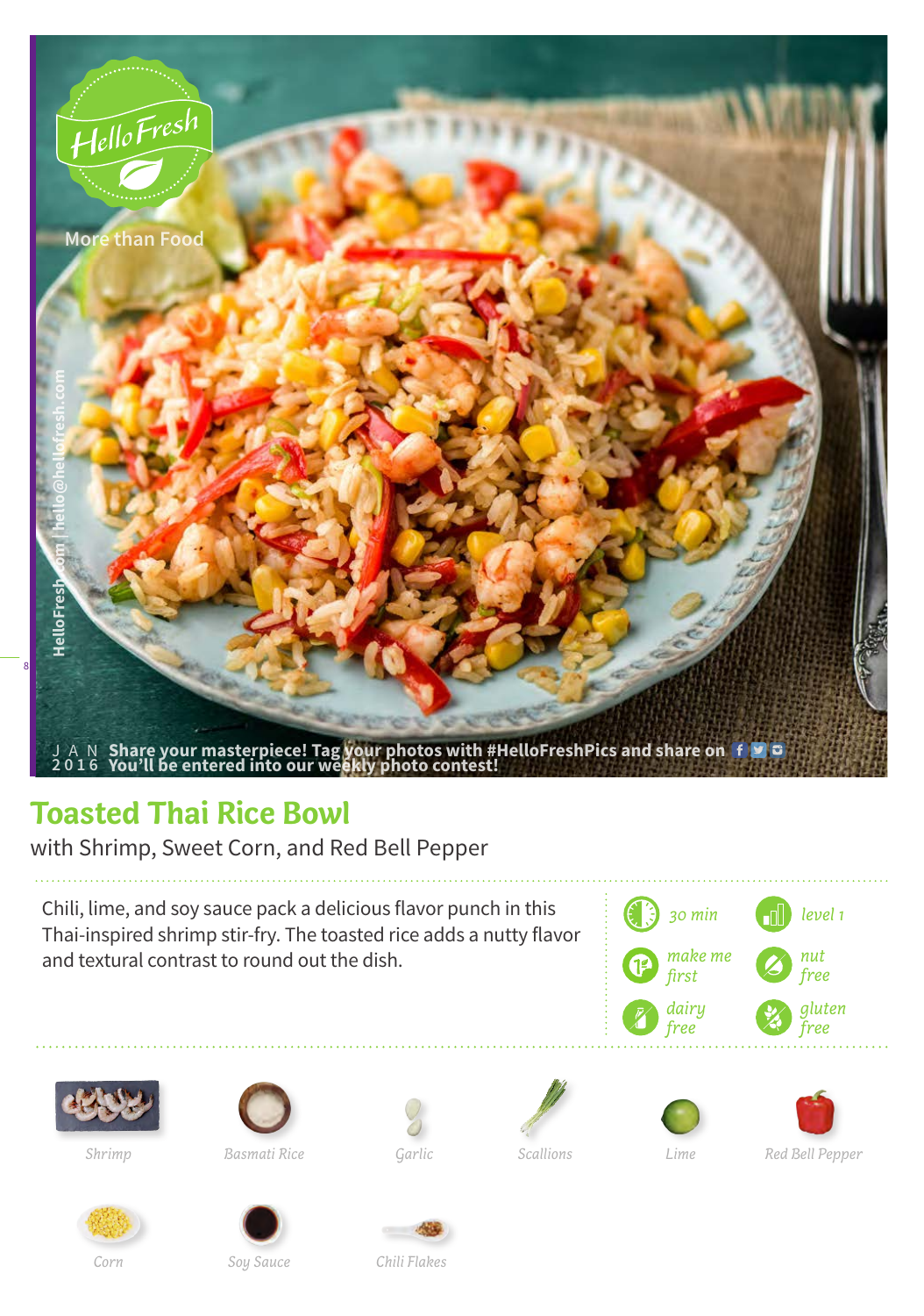HelloFresh

More than Food

HelloFresh.com | hello@hellofresh.com

JAN 2016 Share your masterpiece! Tag your photos with #HelloFreshPics and share on
You'll be entered into our weekly photo contest!

# Toasted Thai Rice Bowl

with Shrimp, Sweet Corn, and Red Bell Pepper

Chili, lime, and soy sauce pack a delicious flavor punch in this Thai-inspired shrimp stir-fry. The toasted rice adds a nutty flavor and textural contrast to round out the dish.

- 30 min
- level 1
- make me first
- nut free
- dairy free
- gluten free

*Shrimp*

*Basmati Rice*

*Garlic*

*Scallions*

*Lime*

*Red Bell Pepper*

*Corn*

*Soy Sauce*

*Chili Flakes*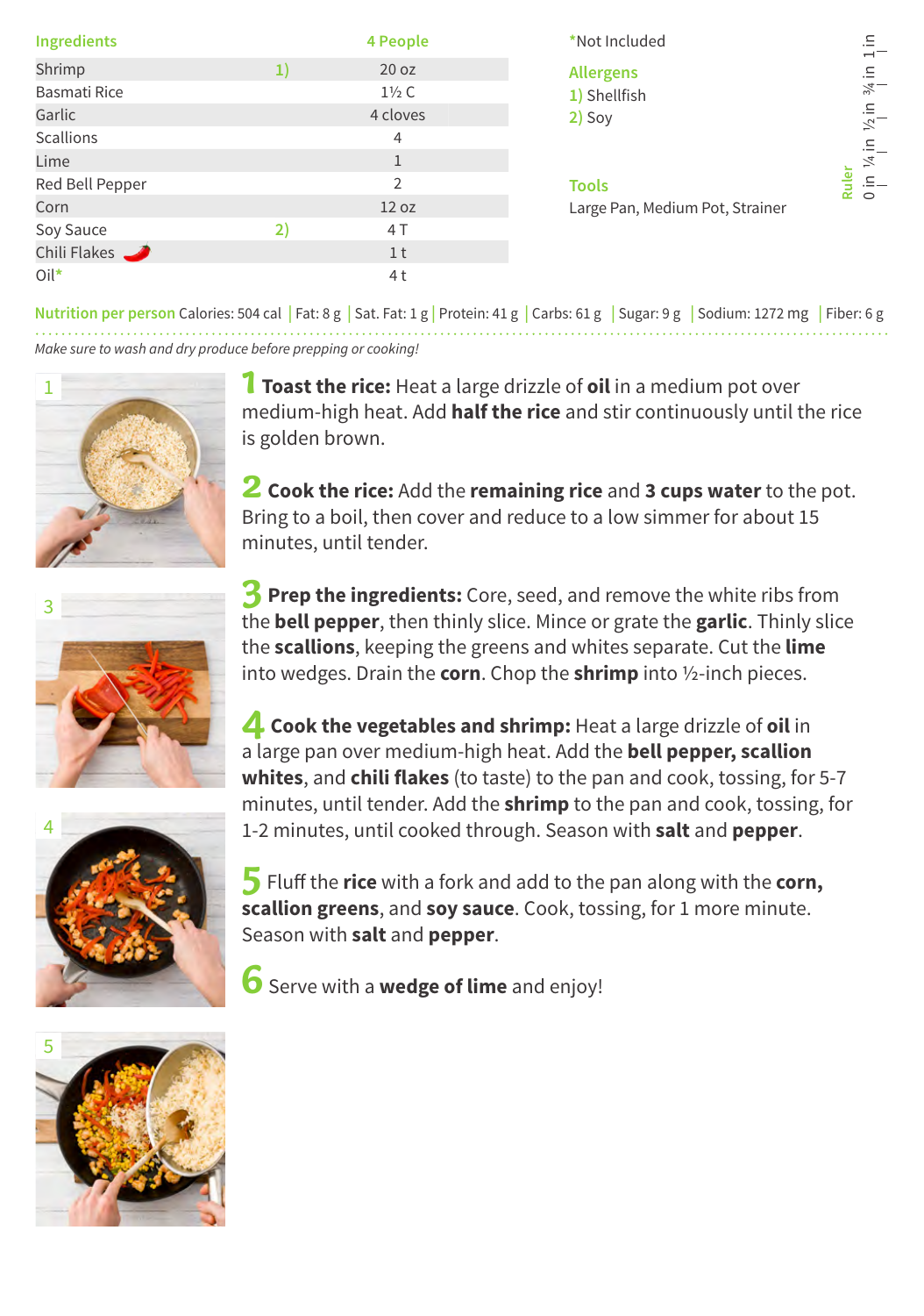| Ingredients | | 4 People |
|---|---|---|
| Shrimp | 1) | 20 oz |
| Basmati Rice | | 1½ C |
| Garlic | | 4 cloves |
| Scallions | | 4 |
| Lime | | 1 |
| Red Bell Pepper | | 2 |
| Corn | | 12 oz |
| Soy Sauce | 2) | 4 T |
| Chili Flakes | | 1 t |
| Oil* | | 4 t |

*Not Included

**Allergens**
1) Shellfish
2) Soy

**Tools**
Large Pan, Medium Pot, Strainer

Ruler
0 in ¼ in ½ in ¾ in 1 in

**Nutrition per person** Calories: 504 cal | Fat: 8 g | Sat. Fat: 1 g | Protein: 41 g | Carbs: 61 g | Sugar: 9 g | Sodium: 1272 mg | Fiber: 6 g

*Make sure to wash and dry produce before prepping or cooking!*

1

**1 Toast the rice:** Heat a large drizzle of **oil** in a medium pot over medium-high heat. Add **half the rice** and stir continuously until the rice is golden brown.

**2 Cook the rice:** Add the **remaining rice** and **3 cups water** to the pot. Bring to a boil, then cover and reduce to a low simmer for about 15 minutes, until tender.

3

**3 Prep the ingredients:** Core, seed, and remove the white ribs from the **bell pepper**, then thinly slice. Mince or grate the **garlic**. Thinly slice the **scallions**, keeping the greens and whites separate. Cut the **lime** into wedges. Drain the **corn**. Chop the **shrimp** into ½-inch pieces.

4

**4 Cook the vegetables and shrimp:** Heat a large drizzle of **oil** in a large pan over medium-high heat. Add the **bell pepper, scallion whites**, and **chili flakes** (to taste) to the pan and cook, tossing, for 5-7 minutes, until tender. Add the **shrimp** to the pan and cook, tossing, for 1-2 minutes, until cooked through. Season with **salt** and **pepper**.

5

**5** Fluff the **rice** with a fork and add to the pan along with the **corn, scallion greens**, and **soy sauce**. Cook, tossing, for 1 more minute. Season with **salt** and **pepper**.

**6** Serve with a **wedge of lime** and enjoy!